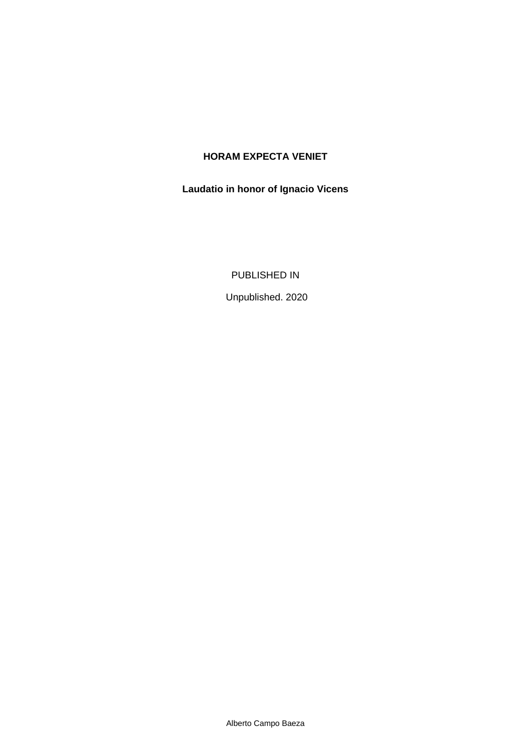# HORAM EXPECTA VENIET

## Laudatio in honor of Ignacio Vicens

PUBLISHED IN

Unpublished. 2020

Alberto Campo Baeza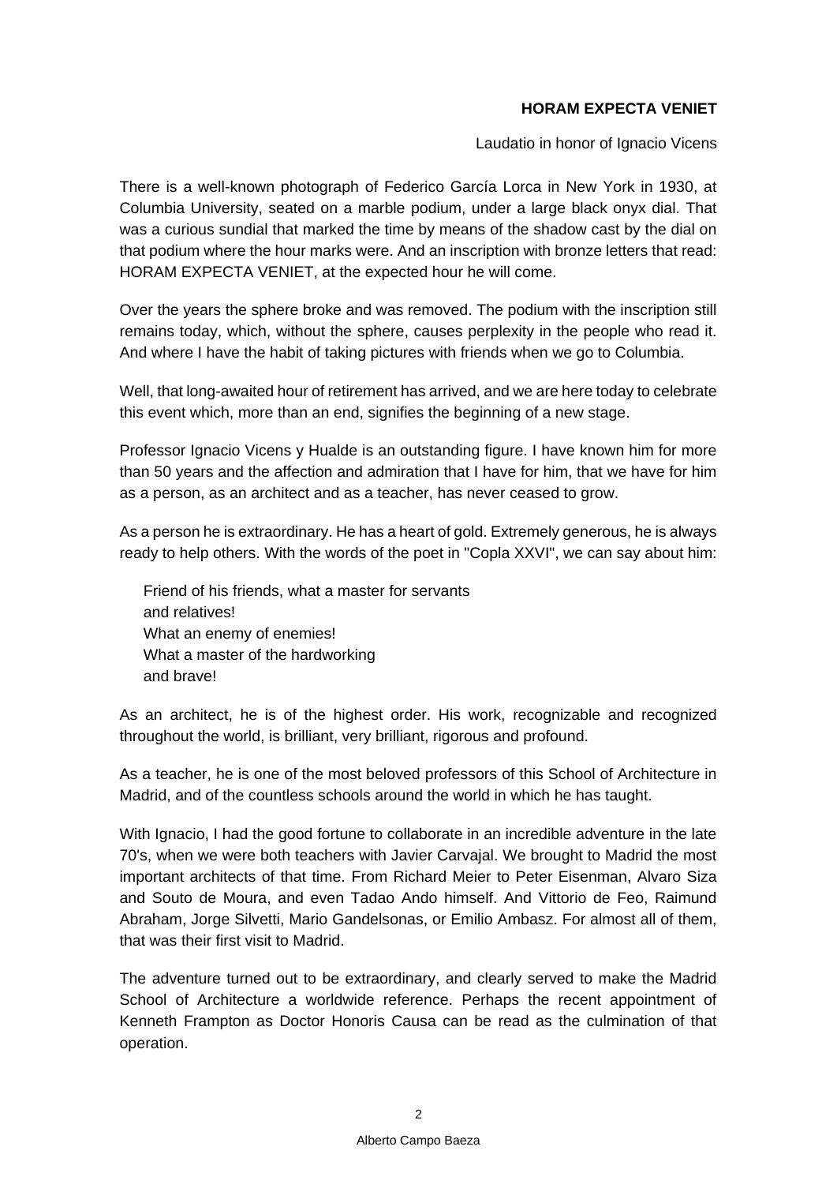**HORAM EXPECTA VENIET**

Laudatio in honor of Ignacio Vicens

There is a well-known photograph of Federico García Lorca in New York in 1930, at Columbia University, seated on a marble podium, under a large black onyx dial. That was a curious sundial that marked the time by means of the shadow cast by the dial on that podium where the hour marks were. And an inscription with bronze letters that read: HORAM EXPECTA VENIET, at the expected hour he will come.

Over the years the sphere broke and was removed. The podium with the inscription still remains today, which, without the sphere, causes perplexity in the people who read it. And where I have the habit of taking pictures with friends when we go to Columbia.

Well, that long-awaited hour of retirement has arrived, and we are here today to celebrate this event which, more than an end, signifies the beginning of a new stage.

Professor Ignacio Vicens y Hualde is an outstanding figure. I have known him for more than 50 years and the affection and admiration that I have for him, that we have for him as a person, as an architect and as a teacher, has never ceased to grow.

As a person he is extraordinary. He has a heart of gold. Extremely generous, he is always ready to help others. With the words of the poet in "Copla XXVI", we can say about him:

> Friend of his friends, what a master for servants
> and relatives!
> What an enemy of enemies!
> What a master of the hardworking
> and brave!

As an architect, he is of the highest order. His work, recognizable and recognized throughout the world, is brilliant, very brilliant, rigorous and profound.

As a teacher, he is one of the most beloved professors of this School of Architecture in Madrid, and of the countless schools around the world in which he has taught.

With Ignacio, I had the good fortune to collaborate in an incredible adventure in the late 70's, when we were both teachers with Javier Carvajal. We brought to Madrid the most important architects of that time. From Richard Meier to Peter Eisenman, Alvaro Siza and Souto de Moura, and even Tadao Ando himself. And Vittorio de Feo, Raimund Abraham, Jorge Silvetti, Mario Gandelsonas, or Emilio Ambasz. For almost all of them, that was their first visit to Madrid.

The adventure turned out to be extraordinary, and clearly served to make the Madrid School of Architecture a worldwide reference. Perhaps the recent appointment of Kenneth Frampton as Doctor Honoris Causa can be read as the culmination of that operation.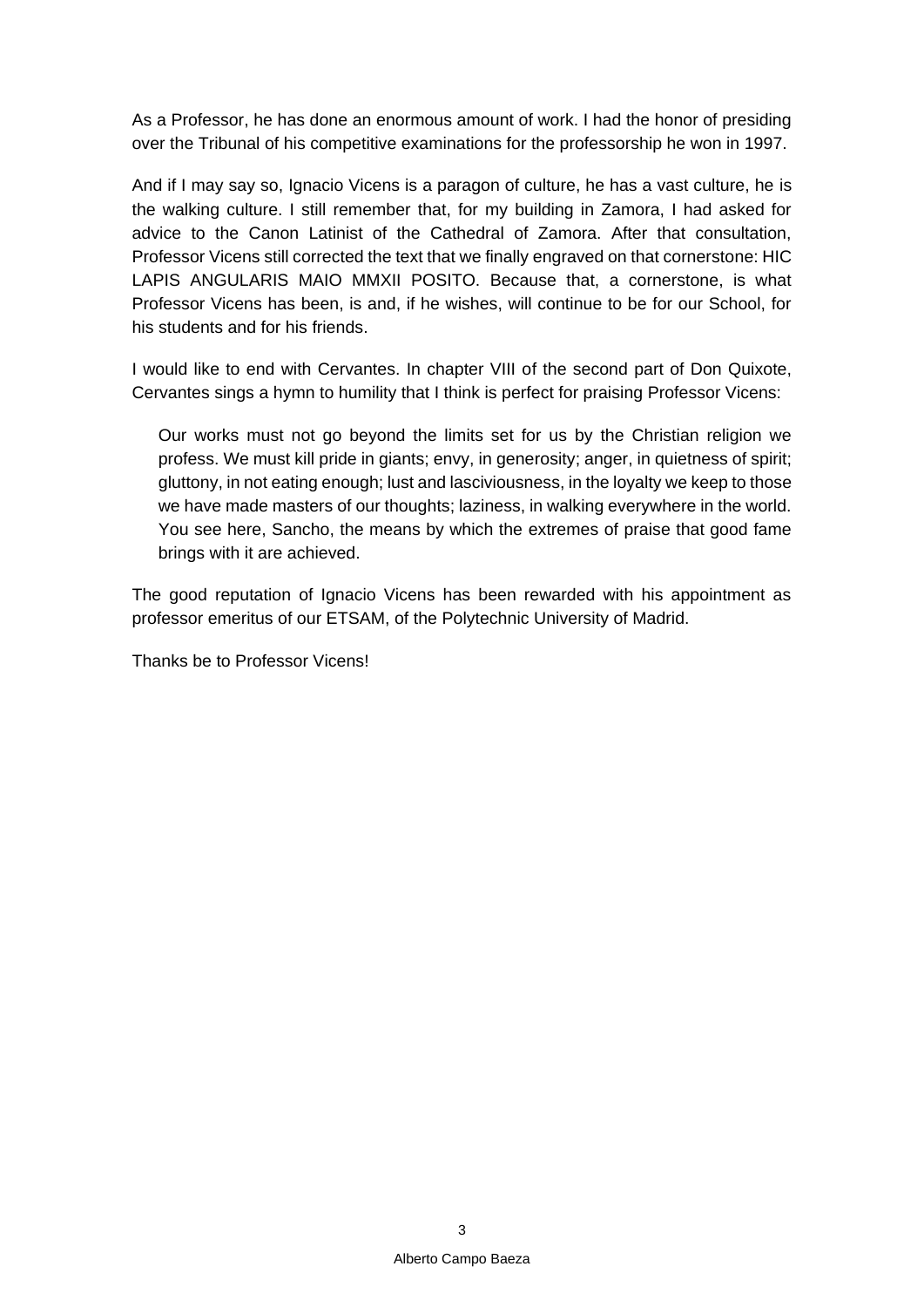As a Professor, he has done an enormous amount of work. I had the honor of presiding over the Tribunal of his competitive examinations for the professorship he won in 1997.

And if I may say so, Ignacio Vicens is a paragon of culture, he has a vast culture, he is the walking culture. I still remember that, for my building in Zamora, I had asked for advice to the Canon Latinist of the Cathedral of Zamora. After that consultation, Professor Vicens still corrected the text that we finally engraved on that cornerstone: HIC LAPIS ANGULARIS MAIO MMXII POSITO. Because that, a cornerstone, is what Professor Vicens has been, is and, if he wishes, will continue to be for our School, for his students and for his friends.

I would like to end with Cervantes. In chapter VIII of the second part of Don Quixote, Cervantes sings a hymn to humility that I think is perfect for praising Professor Vicens:

> Our works must not go beyond the limits set for us by the Christian religion we profess. We must kill pride in giants; envy, in generosity; anger, in quietness of spirit; gluttony, in not eating enough; lust and lasciviousness, in the loyalty we keep to those we have made masters of our thoughts; laziness, in walking everywhere in the world. You see here, Sancho, the means by which the extremes of praise that good fame brings with it are achieved.

The good reputation of Ignacio Vicens has been rewarded with his appointment as professor emeritus of our ETSAM, of the Polytechnic University of Madrid.

Thanks be to Professor Vicens!